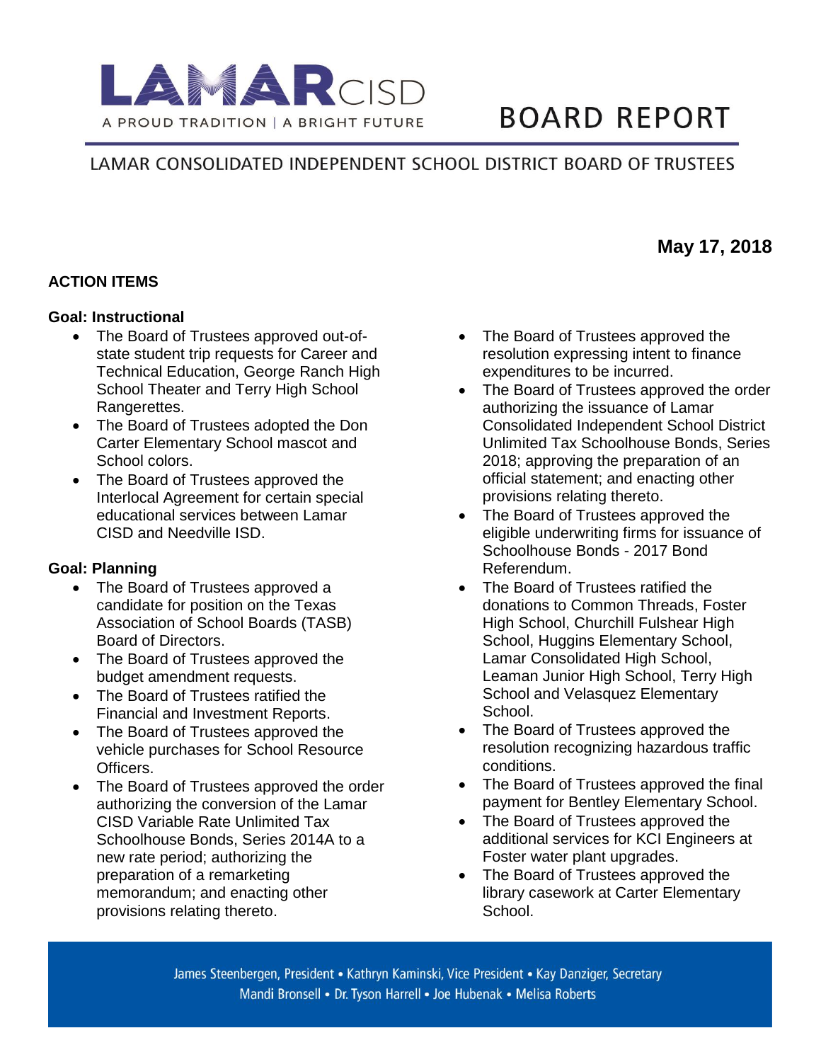# LAMAR CISD

A PROUD TRADITION | A BRIGHT FUTURE

# BOARD REPORT

## LAMAR CONSOLIDATED INDEPENDENT SCHOOL DISTRICT BOARD OF TRUSTEES

**May 17, 2018**

### ACTION ITEMS

**Goal: Instructional**

- The Board of Trustees approved out-of-state student trip requests for Career and Technical Education, George Ranch High School Theater and Terry High School Rangerettes.
- The Board of Trustees adopted the Don Carter Elementary School mascot and School colors.
- The Board of Trustees approved the Interlocal Agreement for certain special educational services between Lamar CISD and Needville ISD.

**Goal: Planning**

- The Board of Trustees approved a candidate for position on the Texas Association of School Boards (TASB) Board of Directors.
- The Board of Trustees approved the budget amendment requests.
- The Board of Trustees ratified the Financial and Investment Reports.
- The Board of Trustees approved the vehicle purchases for School Resource Officers.
- The Board of Trustees approved the order authorizing the conversion of the Lamar CISD Variable Rate Unlimited Tax Schoolhouse Bonds, Series 2014A to a new rate period; authorizing the preparation of a remarketing memorandum; and enacting other provisions relating thereto.
- The Board of Trustees approved the resolution expressing intent to finance expenditures to be incurred.
- The Board of Trustees approved the order authorizing the issuance of Lamar Consolidated Independent School District Unlimited Tax Schoolhouse Bonds, Series 2018; approving the preparation of an official statement; and enacting other provisions relating thereto.
- The Board of Trustees approved the eligible underwriting firms for issuance of Schoolhouse Bonds - 2017 Bond Referendum.
- The Board of Trustees ratified the donations to Common Threads, Foster High School, Churchill Fulshear High School, Huggins Elementary School, Lamar Consolidated High School, Leaman Junior High School, Terry High School and Velasquez Elementary School.
- The Board of Trustees approved the resolution recognizing hazardous traffic conditions.
- The Board of Trustees approved the final payment for Bentley Elementary School.
- The Board of Trustees approved the additional services for KCI Engineers at Foster water plant upgrades.
- The Board of Trustees approved the library casework at Carter Elementary School.

James Steenbergen, President • Kathryn Kaminski, Vice President • Kay Danziger, Secretary
Mandi Bronsell • Dr. Tyson Harrell • Joe Hubenak • Melisa Roberts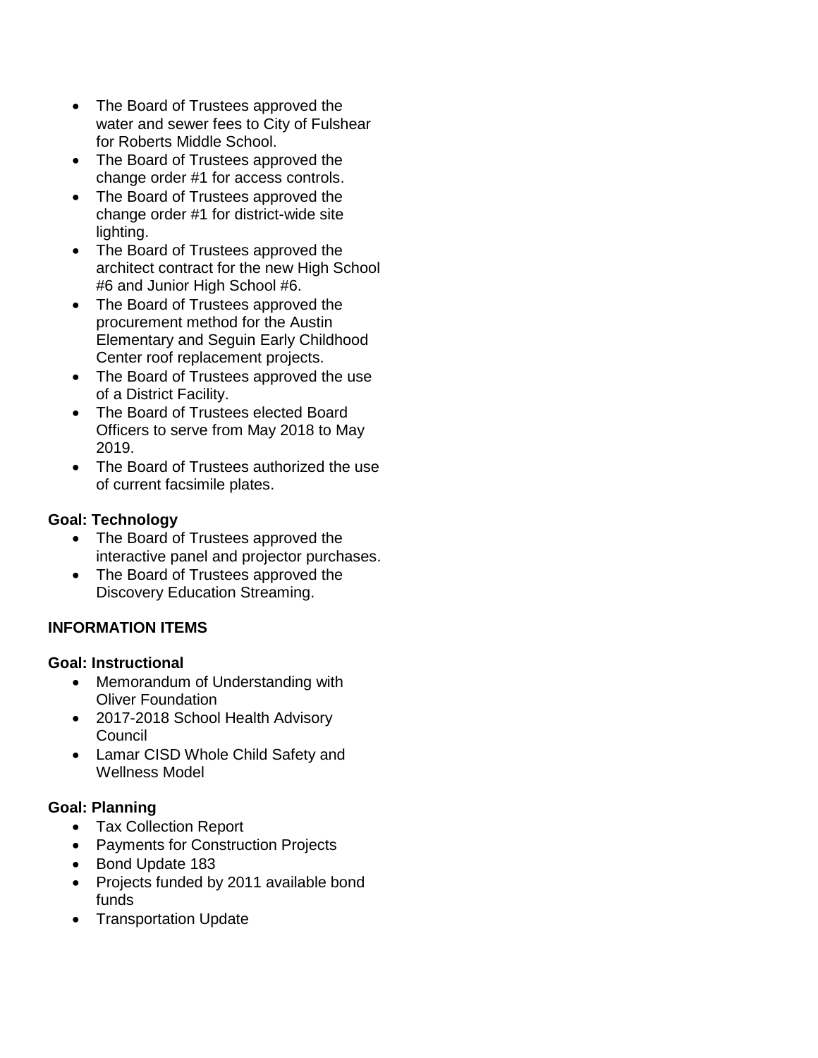- The Board of Trustees approved the water and sewer fees to City of Fulshear for Roberts Middle School.
- The Board of Trustees approved the change order #1 for access controls.
- The Board of Trustees approved the change order #1 for district-wide site lighting.
- The Board of Trustees approved the architect contract for the new High School #6 and Junior High School #6.
- The Board of Trustees approved the procurement method for the Austin Elementary and Seguin Early Childhood Center roof replacement projects.
- The Board of Trustees approved the use of a District Facility.
- The Board of Trustees elected Board Officers to serve from May 2018 to May 2019.
- The Board of Trustees authorized the use of current facsimile plates.

**Goal: Technology**

- The Board of Trustees approved the interactive panel and projector purchases.
- The Board of Trustees approved the Discovery Education Streaming.

**INFORMATION ITEMS**

**Goal: Instructional**

- Memorandum of Understanding with Oliver Foundation
- 2017-2018 School Health Advisory Council
- Lamar CISD Whole Child Safety and Wellness Model

**Goal: Planning**

- Tax Collection Report
- Payments for Construction Projects
- Bond Update 183
- Projects funded by 2011 available bond funds
- Transportation Update